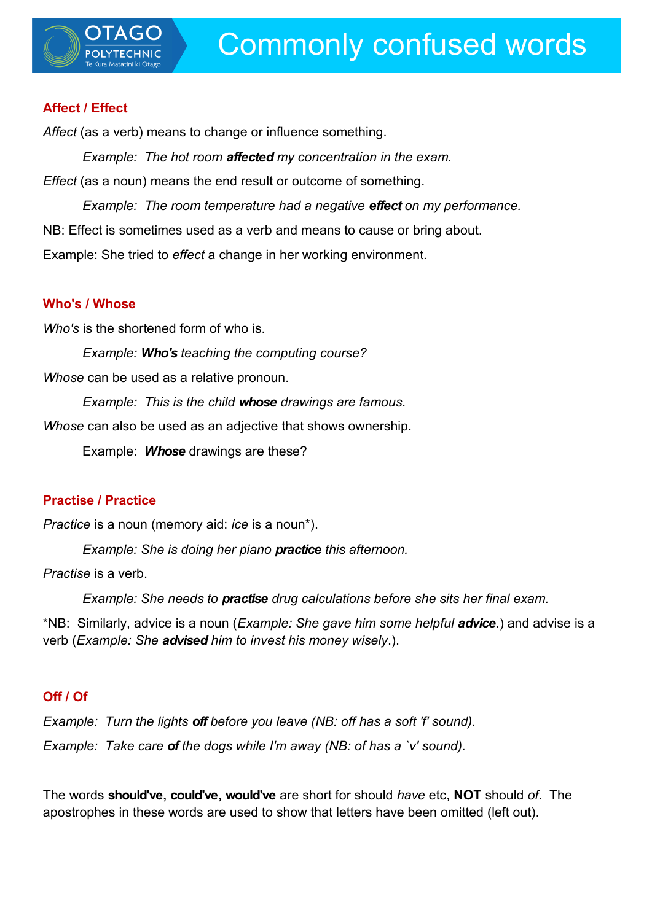# Commonly confused words

### Affect / Effect

*Affect* (as a verb) means to change or influence something.

*Example: The hot room **affected** my concentration in the exam.*

*Effect* (as a noun) means the end result or outcome of something.

*Example: The room temperature had a negative **effect** on my performance.*

NB: Effect is sometimes used as a verb and means to cause or bring about.

Example: She tried to *effect* a change in her working environment.

### Who's / Whose

*Who's* is the shortened form of who is.

*Example: **Who's** teaching the computing course?*

*Whose* can be used as a relative pronoun.

*Example: This is the child **whose** drawings are famous.*

*Whose* can also be used as an adjective that shows ownership.

Example: ***Whose*** drawings are these?

### Practise / Practice

*Practice* is a noun (memory aid: *ice* is a noun*).

*Example: She is doing her piano **practice** this afternoon.*

*Practise* is a verb.

*Example: She needs to **practise** drug calculations before she sits her final exam.*

*NB: Similarly, advice is a noun (*Example: She gave him some helpful **advice**.*) and advise is a verb (*Example: She **advised** him to invest his money wisely*.).

### Off / Of

*Example: Turn the lights **off** before you leave (NB: off has a soft 'f' sound).*

*Example: Take care **of** the dogs while I'm away (NB: of has a `v' sound).*

The words **should've, could've, would've** are short for should *have* etc, **NOT** should *of*. The apostrophes in these words are used to show that letters have been omitted (left out).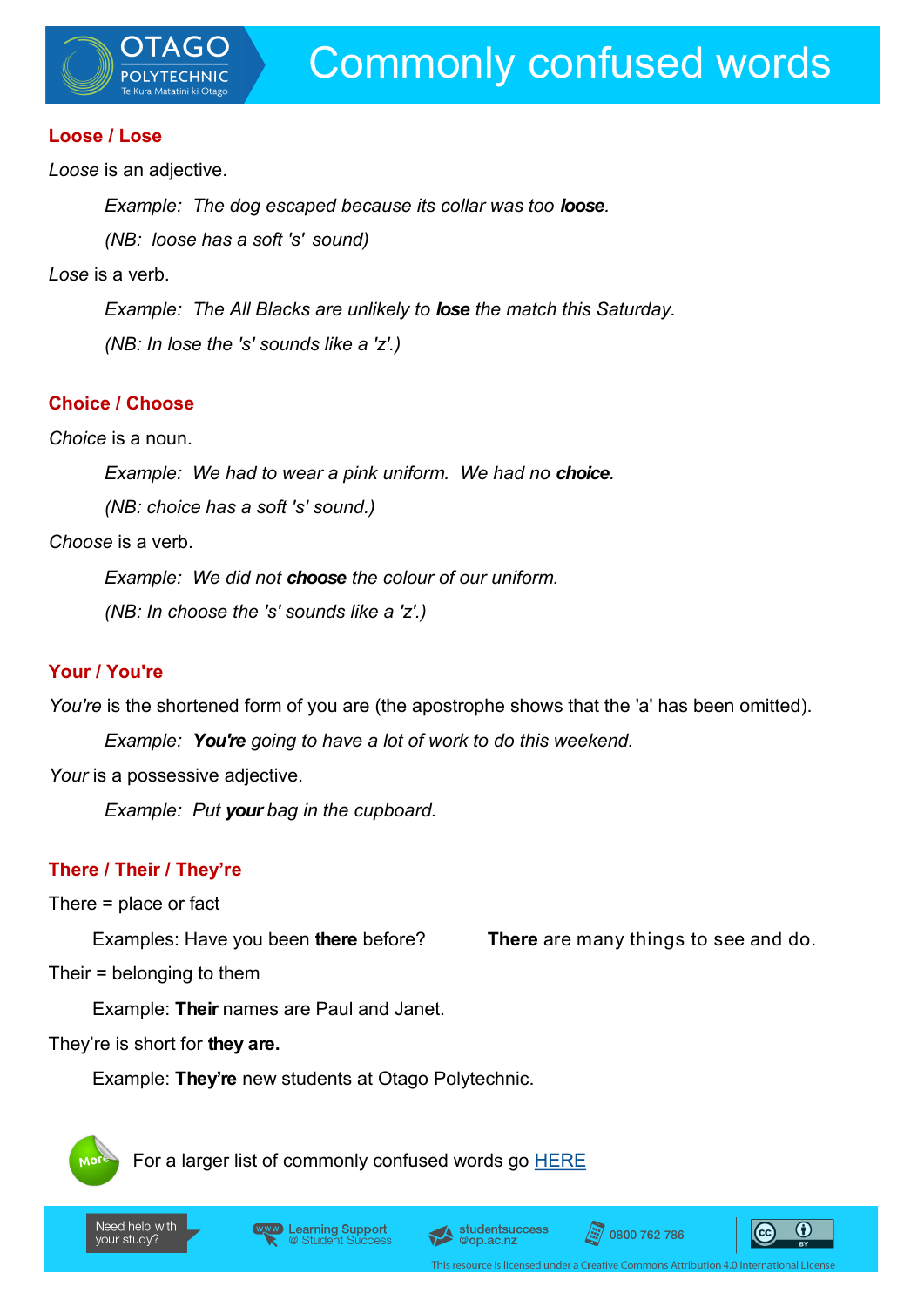# Commonly confused words

## Loose / Lose

*Loose* is an adjective.

> *Example: The dog escaped because its collar was too* ***loose****.*
>
> *(NB: loose has a soft 's' sound)*

*Lose* is a verb.

> *Example: The All Blacks are unlikely to* ***lose*** *the match this Saturday.*
>
> *(NB: In lose the 's' sounds like a 'z'.)*

## Choice / Choose

*Choice* is a noun.

> *Example: We had to wear a pink uniform. We had no* ***choice****.*
>
> *(NB: choice has a soft 's' sound.)*

*Choose* is a verb.

> *Example: We did not* ***choose*** *the colour of our uniform.*
>
> *(NB: In choose the 's' sounds like a 'z'.)*

## Your / You're

*You're* is the shortened form of you are (the apostrophe shows that the 'a' has been omitted).

> *Example:* ***You're*** *going to have a lot of work to do this weekend.*

*Your* is a possessive adjective.

> *Example: Put* ***your*** *bag in the cupboard.*

## There / Their / They're

There = place or fact

> Examples: Have you been **there** before? **There** are many things to see and do.

Their = belonging to them

> Example: **Their** names are Paul and Janet.

They're is short for **they are.**

> Example: **They're** new students at Otago Polytechnic.

For a larger list of commonly confused words go HERE

Need help with your study? Learning Support @ Student Success | studentsuccess@op.ac.nz | 0800 762 786

This resource is licensed under a Creative Commons Attribution 4.0 International License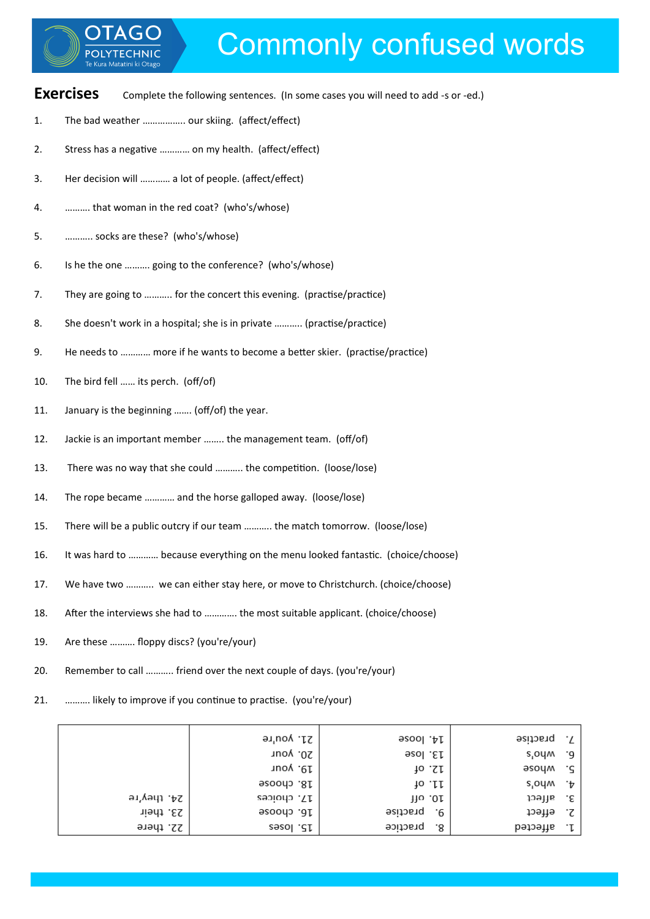## Exercises

Complete the following sentences. (In some cases you will need to add -s or -ed.)

1. The bad weather ................ our skiing. (affect/effect)
2. Stress has a negative ........... on my health. (affect/effect)
3. Her decision will ........... a lot of people. (affect/effect)
4. ......... that woman in the red coat? (who's/whose)
5. .......... socks are these? (who's/whose)
6. Is he the one ......... going to the conference? (who's/whose)
7. They are going to .......... for the concert this evening. (practise/practice)
8. She doesn't work in a hospital; she is in private .......... (practise/practice)
9. He needs to ........... more if he wants to become a better skier. (practise/practice)
10. The bird fell ...... its perch. (off/of)
11. January is the beginning ....... (off/of) the year.
12. Jackie is an important member ........ the management team. (off/of)
13. There was no way that she could .......... the competition. (loose/lose)
14. The rope became ........... and the horse galloped away. (loose/lose)
15. There will be a public outcry if our team .......... the match tomorrow. (loose/lose)
16. It was hard to ........... because everything on the menu looked fantastic. (choice/choose)
17. We have two .......... we can either stay here, or move to Christchurch. (choice/choose)
18. After the interviews she had to ............ the most suitable applicant. (choice/choose)
19. Are these ......... floppy discs? (you're/your)
20. Remember to call .......... friend over the next couple of days. (you're/your)
21. ......... likely to improve if you continue to practise. (you're/your)

| | | | |
|---|---|---|---|
| 1. affected | 8. practice | 15. loses | 22. there |
| 2. effect | 9. practise | 16. choose | 23. their |
| 3. affect | 10. off | 17. choices | 24. they're |
| 4. who's | 11. of | 18. choose | |
| 5. whose | 12. of | 19. your | |
| 6. who's | 13. lose | 20. your | |
| 7. practise | 14. loose | 21. you're | |